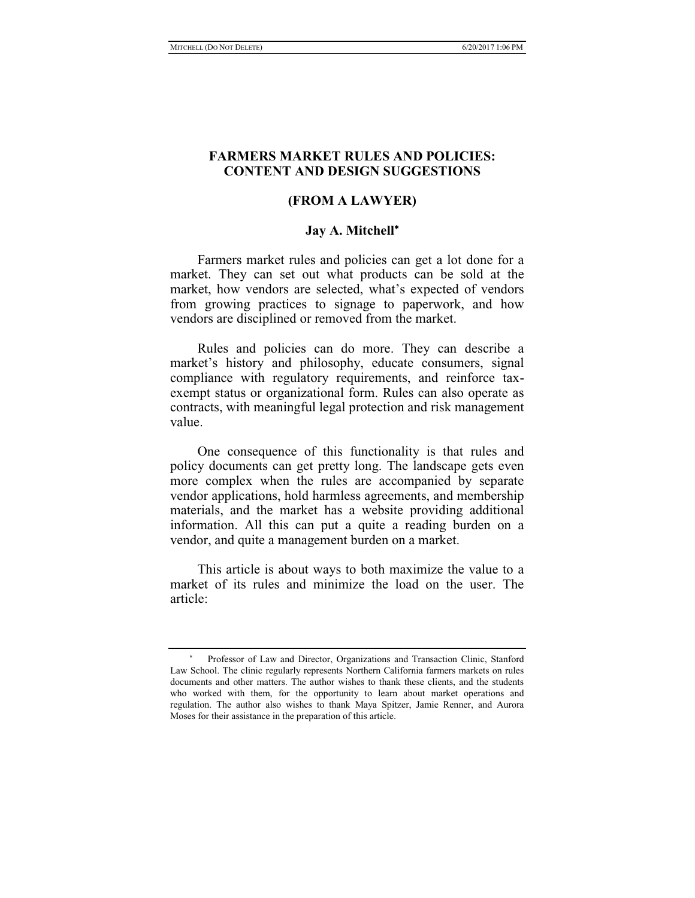# FARMERS MARKET RULES AND POLICIES: CONTENT AND DESIGN SUGGESTIONS

## (FROM A LAWYER)

### Jay A. Mitchell*

Farmers market rules and policies can get a lot done for a market. They can set out what products can be sold at the market, how vendors are selected, what's expected of vendors from growing practices to signage to paperwork, and how vendors are disciplined or removed from the market.

Rules and policies can do more. They can describe a market's history and philosophy, educate consumers, signal compliance with regulatory requirements, and reinforce tax-exempt status or organizational form. Rules can also operate as contracts, with meaningful legal protection and risk management value.

One consequence of this functionality is that rules and policy documents can get pretty long. The landscape gets even more complex when the rules are accompanied by separate vendor applications, hold harmless agreements, and membership materials, and the market has a website providing additional information. All this can put a quite a reading burden on a vendor, and quite a management burden on a market.

This article is about ways to both maximize the value to a market of its rules and minimize the load on the user. The article:

---

\* Professor of Law and Director, Organizations and Transaction Clinic, Stanford Law School. The clinic regularly represents Northern California farmers markets on rules documents and other matters. The author wishes to thank these clients, and the students who worked with them, for the opportunity to learn about market operations and regulation. The author also wishes to thank Maya Spitzer, Jamie Renner, and Aurora Moses for their assistance in the preparation of this article.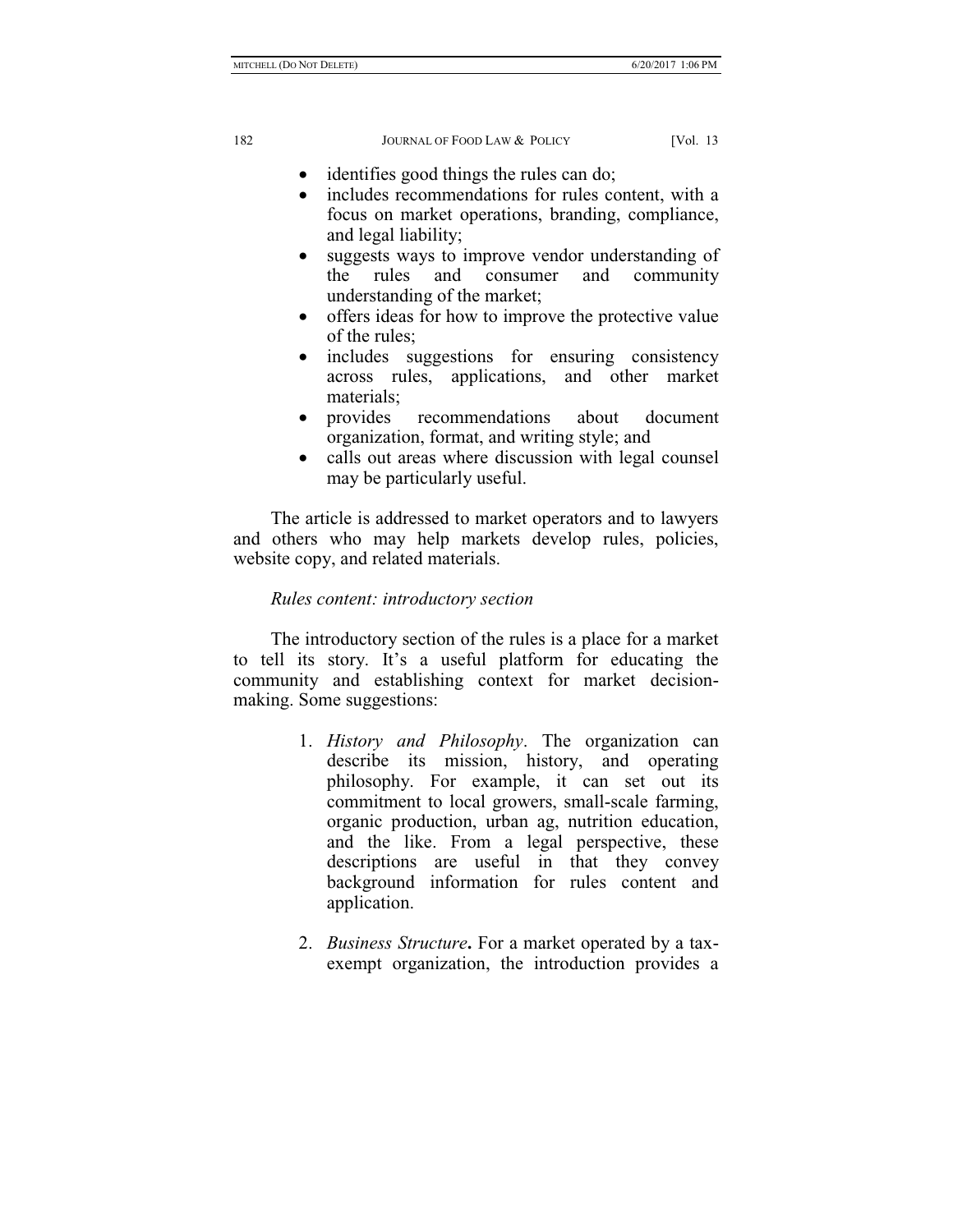- identifies good things the rules can do;
- includes recommendations for rules content, with a focus on market operations, branding, compliance, and legal liability;
- suggests ways to improve vendor understanding of the rules and consumer and community understanding of the market;
- offers ideas for how to improve the protective value of the rules;
- includes suggestions for ensuring consistency across rules, applications, and other market materials;
- provides recommendations about document organization, format, and writing style; and
- calls out areas where discussion with legal counsel may be particularly useful.

The article is addressed to market operators and to lawyers and others who may help markets develop rules, policies, website copy, and related materials.

*Rules content: introductory section*

The introductory section of the rules is a place for a market to tell its story. It's a useful platform for educating the community and establishing context for market decision-making. Some suggestions:

1. *History and Philosophy*. The organization can describe its mission, history, and operating philosophy. For example, it can set out its commitment to local growers, small-scale farming, organic production, urban ag, nutrition education, and the like. From a legal perspective, these descriptions are useful in that they convey background information for rules content and application.

2. *Business Structure***.** For a market operated by a tax-exempt organization, the introduction provides a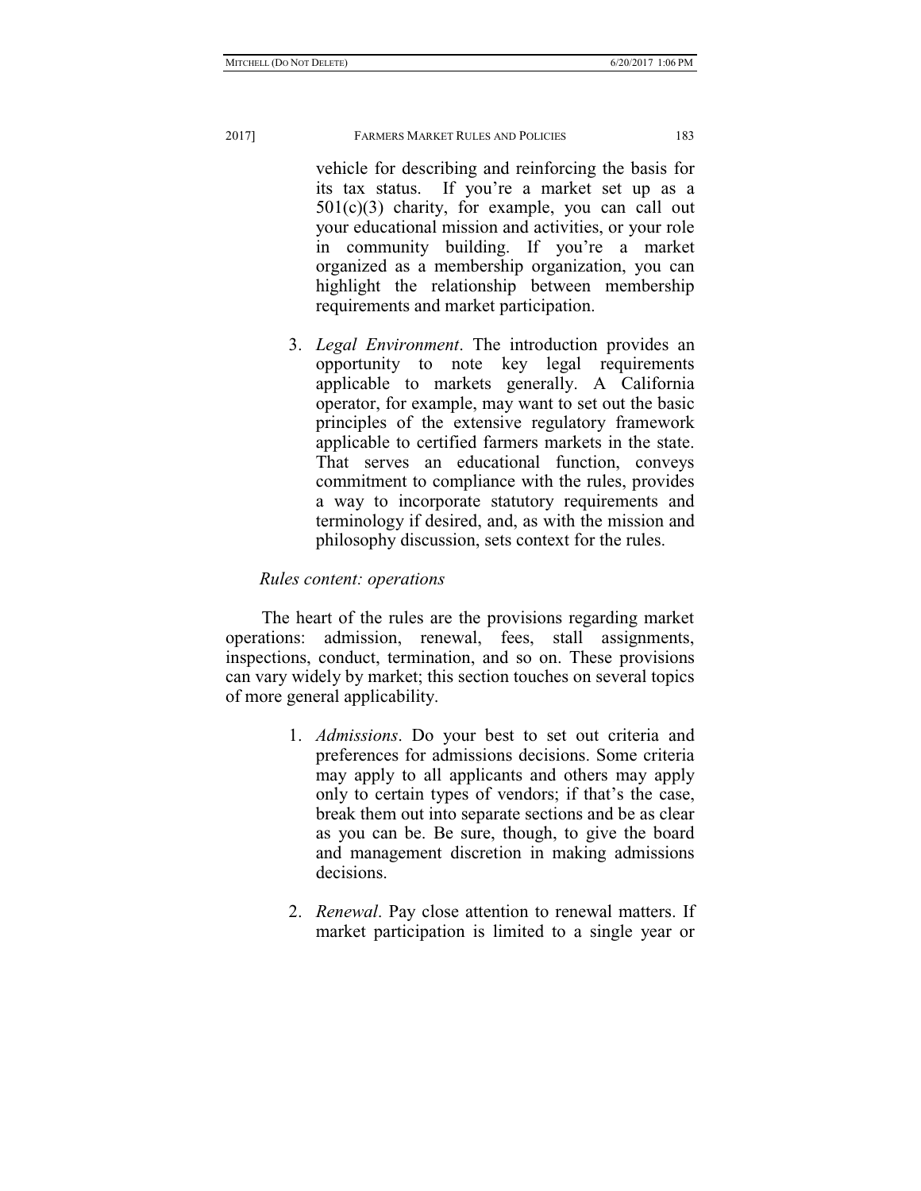vehicle for describing and reinforcing the basis for its tax status. If you're a market set up as a 501(c)(3) charity, for example, you can call out your educational mission and activities, or your role in community building. If you're a market organized as a membership organization, you can highlight the relationship between membership requirements and market participation.

3. *Legal Environment*. The introduction provides an opportunity to note key legal requirements applicable to markets generally. A California operator, for example, may want to set out the basic principles of the extensive regulatory framework applicable to certified farmers markets in the state. That serves an educational function, conveys commitment to compliance with the rules, provides a way to incorporate statutory requirements and terminology if desired, and, as with the mission and philosophy discussion, sets context for the rules.

*Rules content: operations*

The heart of the rules are the provisions regarding market operations: admission, renewal, fees, stall assignments, inspections, conduct, termination, and so on. These provisions can vary widely by market; this section touches on several topics of more general applicability.

1. *Admissions*. Do your best to set out criteria and preferences for admissions decisions. Some criteria may apply to all applicants and others may apply only to certain types of vendors; if that's the case, break them out into separate sections and be as clear as you can be. Be sure, though, to give the board and management discretion in making admissions decisions.

2. *Renewal*. Pay close attention to renewal matters. If market participation is limited to a single year or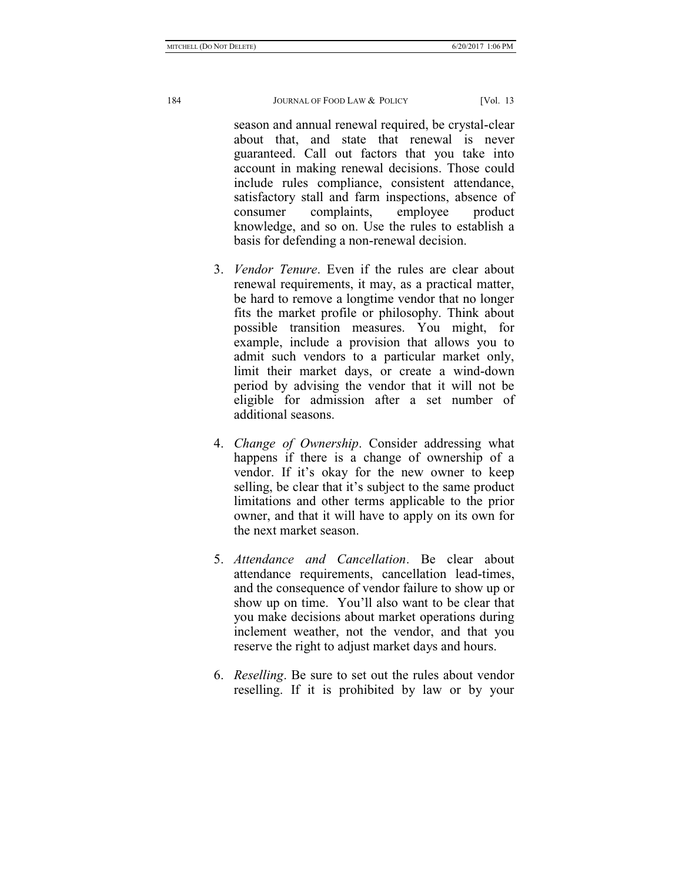season and annual renewal required, be crystal-clear about that, and state that renewal is never guaranteed. Call out factors that you take into account in making renewal decisions. Those could include rules compliance, consistent attendance, satisfactory stall and farm inspections, absence of consumer complaints, employee product knowledge, and so on. Use the rules to establish a basis for defending a non-renewal decision.

3. *Vendor Tenure*. Even if the rules are clear about renewal requirements, it may, as a practical matter, be hard to remove a longtime vendor that no longer fits the market profile or philosophy. Think about possible transition measures. You might, for example, include a provision that allows you to admit such vendors to a particular market only, limit their market days, or create a wind-down period by advising the vendor that it will not be eligible for admission after a set number of additional seasons.

4. *Change of Ownership*. Consider addressing what happens if there is a change of ownership of a vendor. If it's okay for the new owner to keep selling, be clear that it's subject to the same product limitations and other terms applicable to the prior owner, and that it will have to apply on its own for the next market season.

5. *Attendance and Cancellation*. Be clear about attendance requirements, cancellation lead-times, and the consequence of vendor failure to show up or show up on time. You'll also want to be clear that you make decisions about market operations during inclement weather, not the vendor, and that you reserve the right to adjust market days and hours.

6. *Reselling*. Be sure to set out the rules about vendor reselling. If it is prohibited by law or by your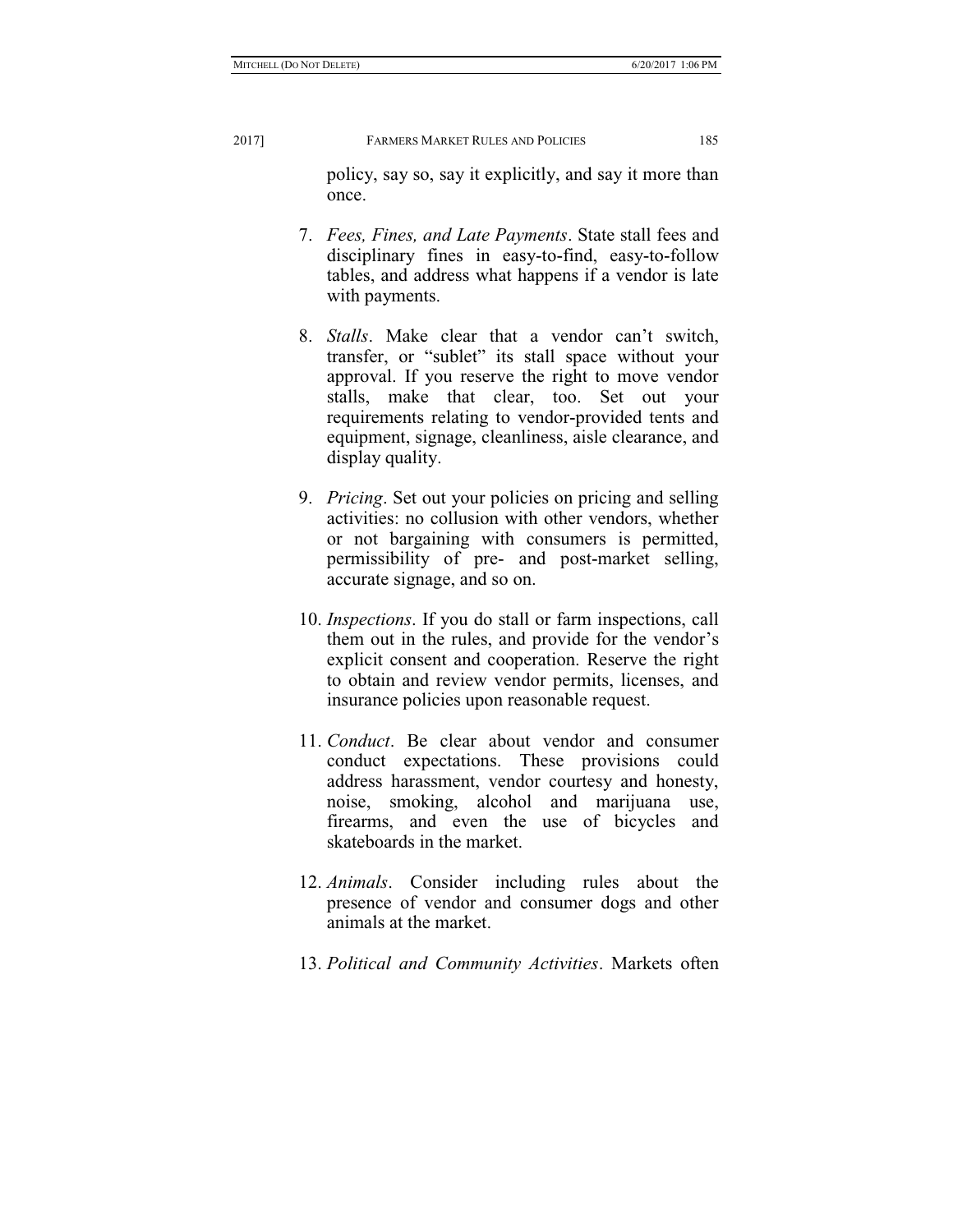policy, say so, say it explicitly, and say it more than once.

7. *Fees, Fines, and Late Payments*. State stall fees and disciplinary fines in easy-to-find, easy-to-follow tables, and address what happens if a vendor is late with payments.

8. *Stalls*. Make clear that a vendor can't switch, transfer, or "sublet" its stall space without your approval. If you reserve the right to move vendor stalls, make that clear, too. Set out your requirements relating to vendor-provided tents and equipment, signage, cleanliness, aisle clearance, and display quality.

9. *Pricing*. Set out your policies on pricing and selling activities: no collusion with other vendors, whether or not bargaining with consumers is permitted, permissibility of pre- and post-market selling, accurate signage, and so on.

10. *Inspections*. If you do stall or farm inspections, call them out in the rules, and provide for the vendor's explicit consent and cooperation. Reserve the right to obtain and review vendor permits, licenses, and insurance policies upon reasonable request.

11. *Conduct*. Be clear about vendor and consumer conduct expectations. These provisions could address harassment, vendor courtesy and honesty, noise, smoking, alcohol and marijuana use, firearms, and even the use of bicycles and skateboards in the market.

12. *Animals*. Consider including rules about the presence of vendor and consumer dogs and other animals at the market.

13. *Political and Community Activities*. Markets often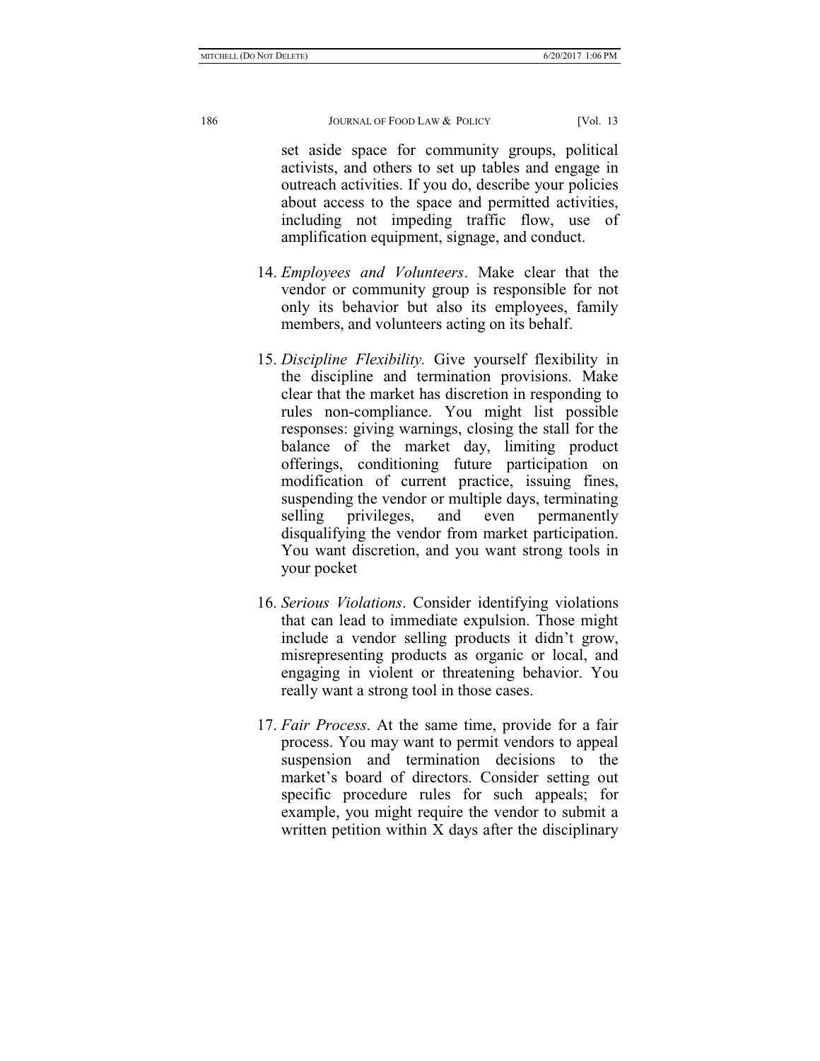set aside space for community groups, political activists, and others to set up tables and engage in outreach activities. If you do, describe your policies about access to the space and permitted activities, including not impeding traffic flow, use of amplification equipment, signage, and conduct.

14. *Employees and Volunteers*. Make clear that the vendor or community group is responsible for not only its behavior but also its employees, family members, and volunteers acting on its behalf.

15. *Discipline Flexibility.* Give yourself flexibility in the discipline and termination provisions. Make clear that the market has discretion in responding to rules non-compliance. You might list possible responses: giving warnings, closing the stall for the balance of the market day, limiting product offerings, conditioning future participation on modification of current practice, issuing fines, suspending the vendor or multiple days, terminating selling privileges, and even permanently disqualifying the vendor from market participation. You want discretion, and you want strong tools in your pocket

16. *Serious Violations*. Consider identifying violations that can lead to immediate expulsion. Those might include a vendor selling products it didn't grow, misrepresenting products as organic or local, and engaging in violent or threatening behavior. You really want a strong tool in those cases.

17. *Fair Process*. At the same time, provide for a fair process. You may want to permit vendors to appeal suspension and termination decisions to the market's board of directors. Consider setting out specific procedure rules for such appeals; for example, you might require the vendor to submit a written petition within X days after the disciplinary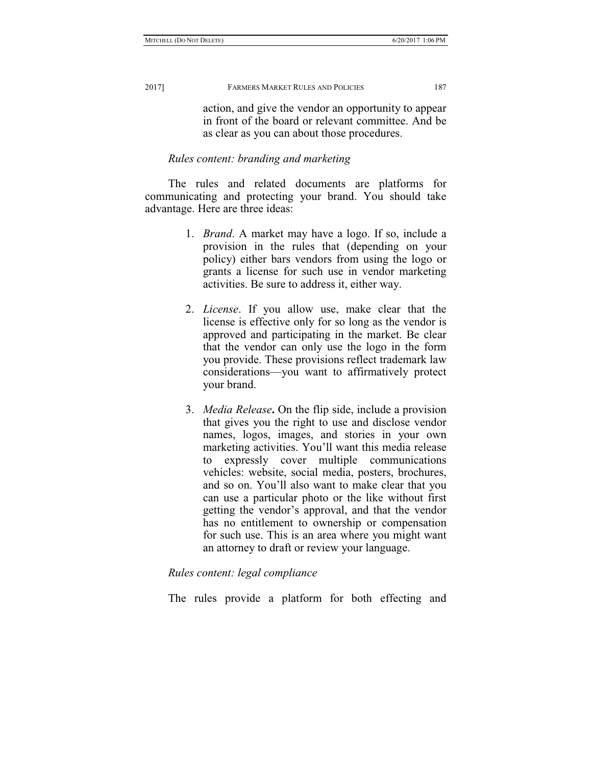action, and give the vendor an opportunity to appear in front of the board or relevant committee. And be as clear as you can about those procedures.

*Rules content: branding and marketing*

The rules and related documents are platforms for communicating and protecting your brand. You should take advantage. Here are three ideas:

1. *Brand*. A market may have a logo. If so, include a provision in the rules that (depending on your policy) either bars vendors from using the logo or grants a license for such use in vendor marketing activities. Be sure to address it, either way.

2. *License*. If you allow use, make clear that the license is effective only for so long as the vendor is approved and participating in the market. Be clear that the vendor can only use the logo in the form you provide. These provisions reflect trademark law considerations—you want to affirmatively protect your brand.

3. *Media Release***.** On the flip side, include a provision that gives you the right to use and disclose vendor names, logos, images, and stories in your own marketing activities. You'll want this media release to expressly cover multiple communications vehicles: website, social media, posters, brochures, and so on. You'll also want to make clear that you can use a particular photo or the like without first getting the vendor's approval, and that the vendor has no entitlement to ownership or compensation for such use. This is an area where you might want an attorney to draft or review your language.

*Rules content: legal compliance*

The rules provide a platform for both effecting and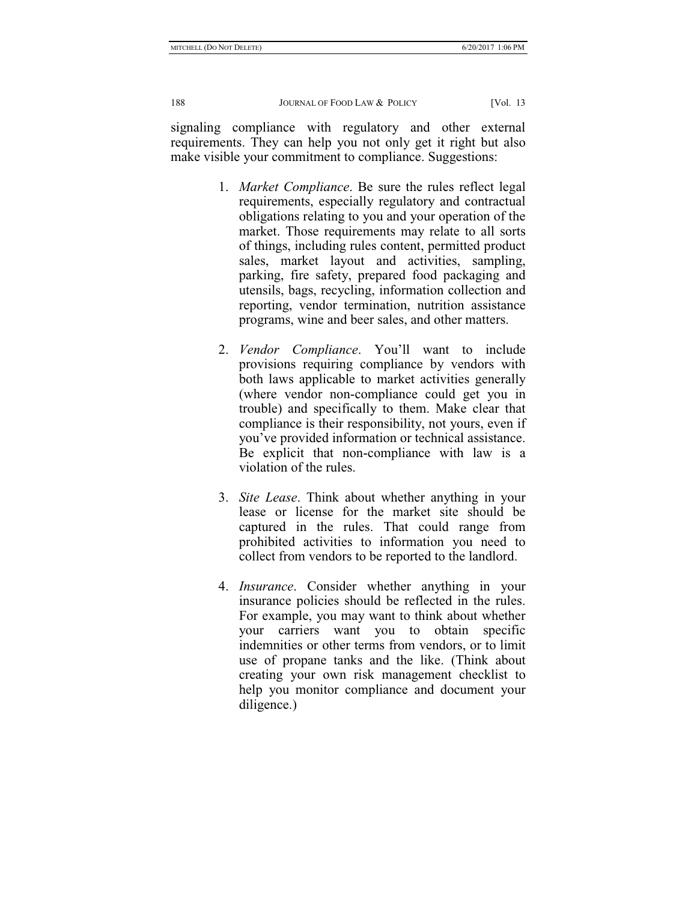signaling compliance with regulatory and other external requirements. They can help you not only get it right but also make visible your commitment to compliance. Suggestions:

1. *Market Compliance*. Be sure the rules reflect legal requirements, especially regulatory and contractual obligations relating to you and your operation of the market. Those requirements may relate to all sorts of things, including rules content, permitted product sales, market layout and activities, sampling, parking, fire safety, prepared food packaging and utensils, bags, recycling, information collection and reporting, vendor termination, nutrition assistance programs, wine and beer sales, and other matters.

2. *Vendor Compliance*. You'll want to include provisions requiring compliance by vendors with both laws applicable to market activities generally (where vendor non-compliance could get you in trouble) and specifically to them. Make clear that compliance is their responsibility, not yours, even if you've provided information or technical assistance. Be explicit that non-compliance with law is a violation of the rules.

3. *Site Lease*. Think about whether anything in your lease or license for the market site should be captured in the rules. That could range from prohibited activities to information you need to collect from vendors to be reported to the landlord.

4. *Insurance*. Consider whether anything in your insurance policies should be reflected in the rules. For example, you may want to think about whether your carriers want you to obtain specific indemnities or other terms from vendors, or to limit use of propane tanks and the like. (Think about creating your own risk management checklist to help you monitor compliance and document your diligence.)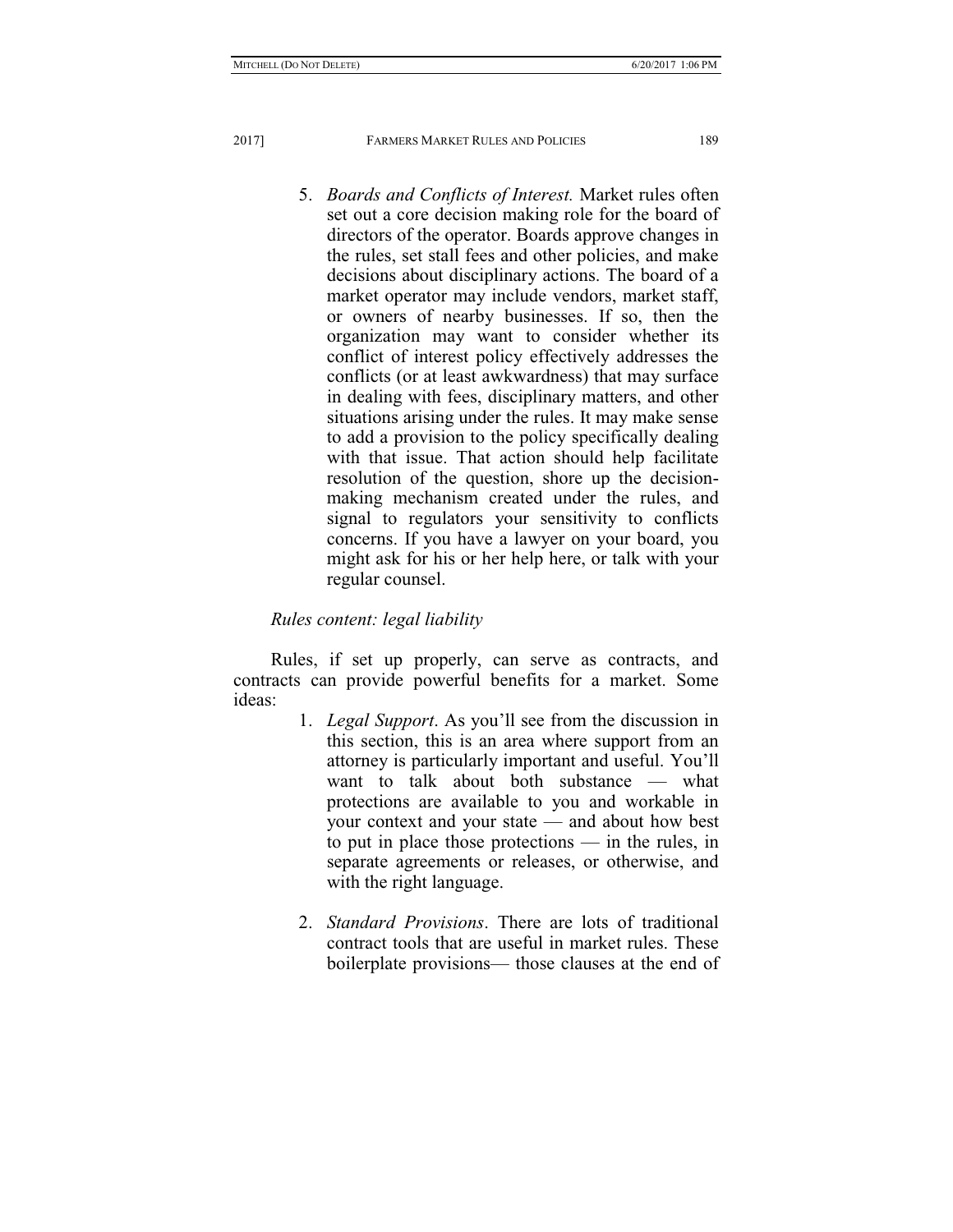5. *Boards and Conflicts of Interest.* Market rules often set out a core decision making role for the board of directors of the operator. Boards approve changes in the rules, set stall fees and other policies, and make decisions about disciplinary actions. The board of a market operator may include vendors, market staff, or owners of nearby businesses. If so, then the organization may want to consider whether its conflict of interest policy effectively addresses the conflicts (or at least awkwardness) that may surface in dealing with fees, disciplinary matters, and other situations arising under the rules. It may make sense to add a provision to the policy specifically dealing with that issue. That action should help facilitate resolution of the question, shore up the decision-making mechanism created under the rules, and signal to regulators your sensitivity to conflicts concerns. If you have a lawyer on your board, you might ask for his or her help here, or talk with your regular counsel.

*Rules content: legal liability*

Rules, if set up properly, can serve as contracts, and contracts can provide powerful benefits for a market. Some ideas:

1. *Legal Support*. As you'll see from the discussion in this section, this is an area where support from an attorney is particularly important and useful. You'll want to talk about both substance — what protections are available to you and workable in your context and your state — and about how best to put in place those protections — in the rules, in separate agreements or releases, or otherwise, and with the right language.

2. *Standard Provisions*. There are lots of traditional contract tools that are useful in market rules. These boilerplate provisions— those clauses at the end of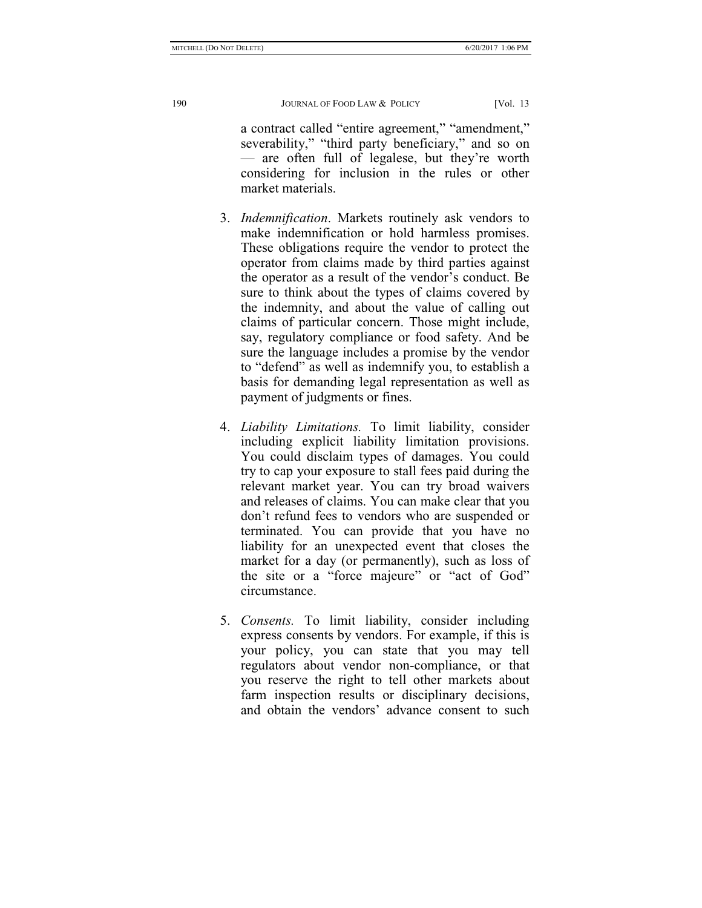a contract called "entire agreement," "amendment," severability," "third party beneficiary," and so on — are often full of legalese, but they're worth considering for inclusion in the rules or other market materials.

3. *Indemnification*. Markets routinely ask vendors to make indemnification or hold harmless promises. These obligations require the vendor to protect the operator from claims made by third parties against the operator as a result of the vendor's conduct. Be sure to think about the types of claims covered by the indemnity, and about the value of calling out claims of particular concern. Those might include, say, regulatory compliance or food safety. And be sure the language includes a promise by the vendor to "defend" as well as indemnify you, to establish a basis for demanding legal representation as well as payment of judgments or fines.

4. *Liability Limitations.* To limit liability, consider including explicit liability limitation provisions. You could disclaim types of damages. You could try to cap your exposure to stall fees paid during the relevant market year. You can try broad waivers and releases of claims. You can make clear that you don't refund fees to vendors who are suspended or terminated. You can provide that you have no liability for an unexpected event that closes the market for a day (or permanently), such as loss of the site or a "force majeure" or "act of God" circumstance.

5. *Consents.* To limit liability, consider including express consents by vendors. For example, if this is your policy, you can state that you may tell regulators about vendor non-compliance, or that you reserve the right to tell other markets about farm inspection results or disciplinary decisions, and obtain the vendors' advance consent to such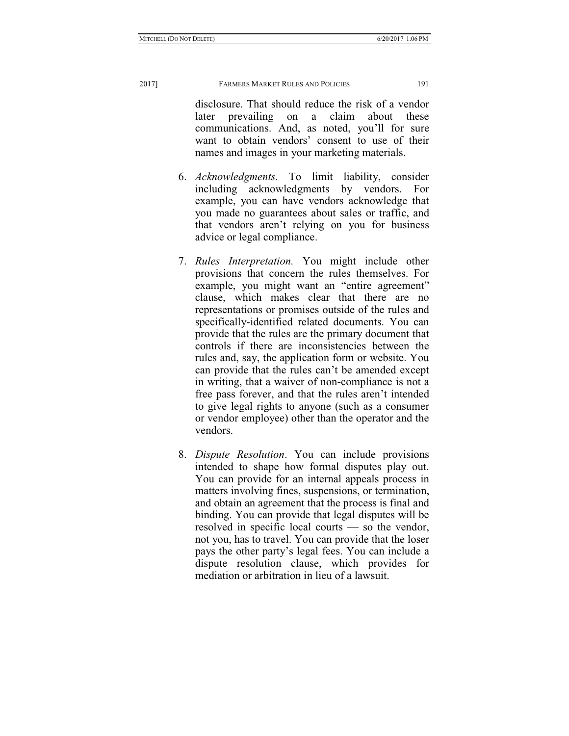disclosure. That should reduce the risk of a vendor later prevailing on a claim about these communications. And, as noted, you'll for sure want to obtain vendors' consent to use of their names and images in your marketing materials.

6. *Acknowledgments.* To limit liability, consider including acknowledgments by vendors. For example, you can have vendors acknowledge that you made no guarantees about sales or traffic, and that vendors aren't relying on you for business advice or legal compliance.

7. *Rules Interpretation.* You might include other provisions that concern the rules themselves. For example, you might want an "entire agreement" clause, which makes clear that there are no representations or promises outside of the rules and specifically-identified related documents. You can provide that the rules are the primary document that controls if there are inconsistencies between the rules and, say, the application form or website. You can provide that the rules can't be amended except in writing, that a waiver of non-compliance is not a free pass forever, and that the rules aren't intended to give legal rights to anyone (such as a consumer or vendor employee) other than the operator and the vendors.

8. *Dispute Resolution*. You can include provisions intended to shape how formal disputes play out. You can provide for an internal appeals process in matters involving fines, suspensions, or termination, and obtain an agreement that the process is final and binding. You can provide that legal disputes will be resolved in specific local courts — so the vendor, not you, has to travel. You can provide that the loser pays the other party's legal fees. You can include a dispute resolution clause, which provides for mediation or arbitration in lieu of a lawsuit.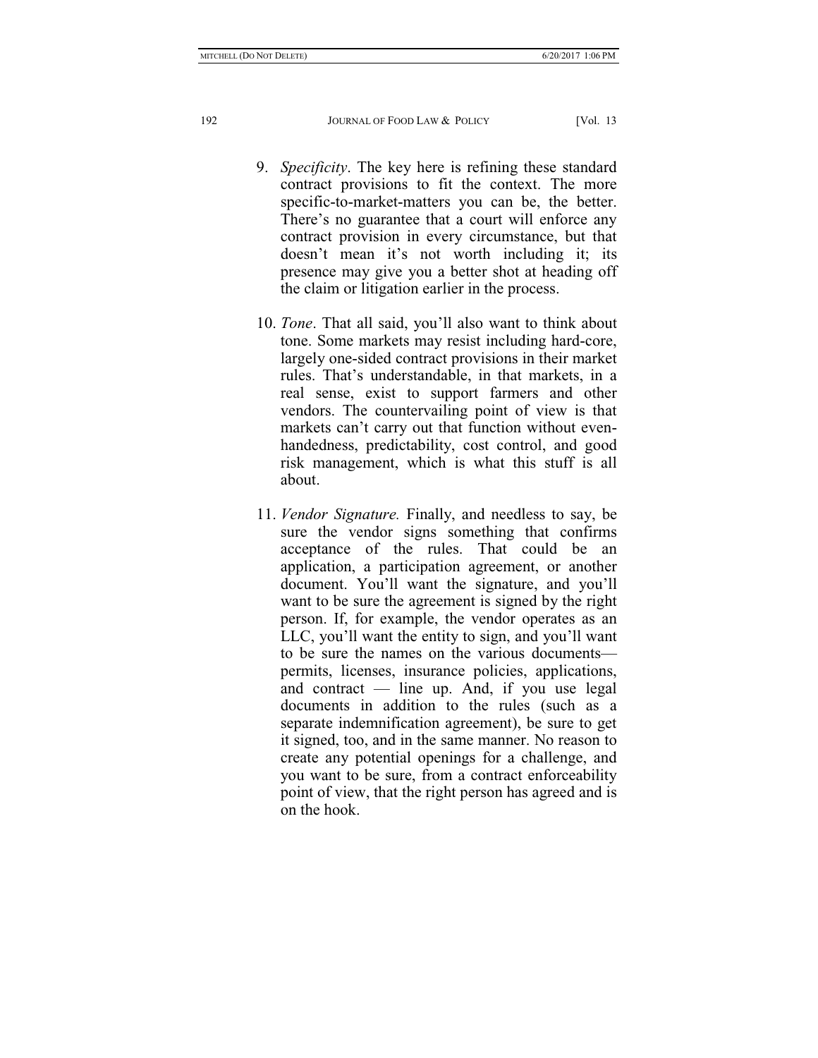9. *Specificity*. The key here is refining these standard contract provisions to fit the context. The more specific-to-market-matters you can be, the better. There's no guarantee that a court will enforce any contract provision in every circumstance, but that doesn't mean it's not worth including it; its presence may give you a better shot at heading off the claim or litigation earlier in the process.

10. *Tone*. That all said, you'll also want to think about tone. Some markets may resist including hard-core, largely one-sided contract provisions in their market rules. That's understandable, in that markets, in a real sense, exist to support farmers and other vendors. The countervailing point of view is that markets can't carry out that function without even-handedness, predictability, cost control, and good risk management, which is what this stuff is all about.

11. *Vendor Signature.* Finally, and needless to say, be sure the vendor signs something that confirms acceptance of the rules. That could be an application, a participation agreement, or another document. You'll want the signature, and you'll want to be sure the agreement is signed by the right person. If, for example, the vendor operates as an LLC, you'll want the entity to sign, and you'll want to be sure the names on the various documents—permits, licenses, insurance policies, applications, and contract — line up. And, if you use legal documents in addition to the rules (such as a separate indemnification agreement), be sure to get it signed, too, and in the same manner. No reason to create any potential openings for a challenge, and you want to be sure, from a contract enforceability point of view, that the right person has agreed and is on the hook.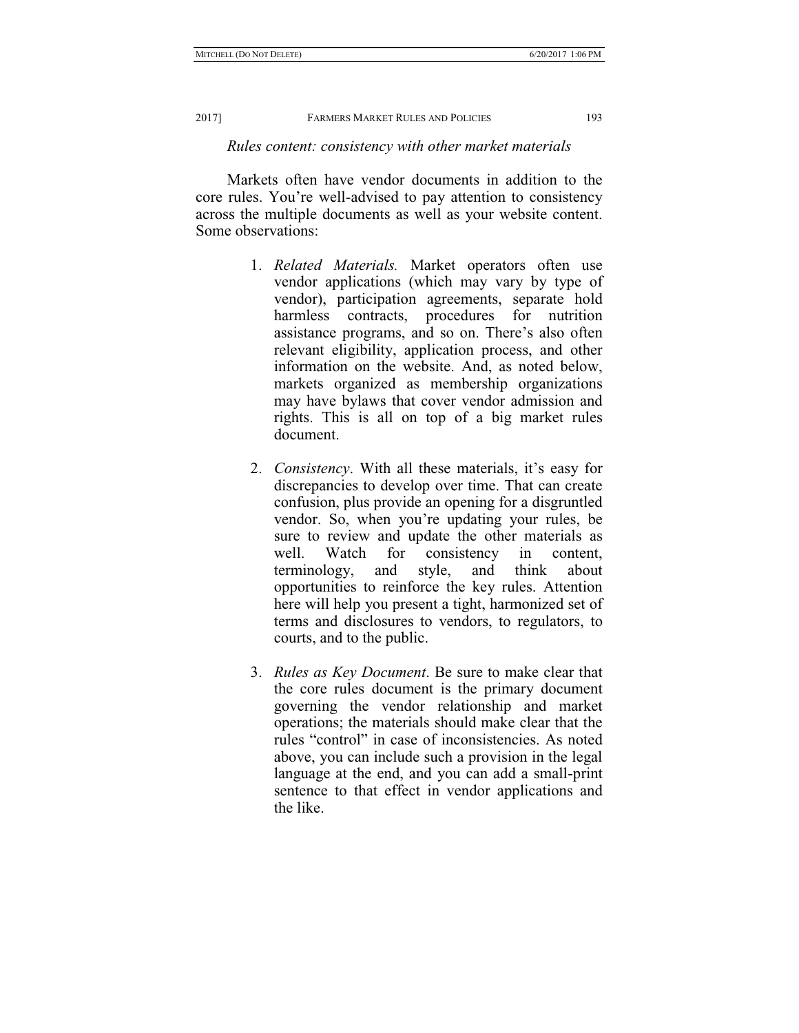*Rules content: consistency with other market materials*

Markets often have vendor documents in addition to the core rules. You're well-advised to pay attention to consistency across the multiple documents as well as your website content. Some observations:

1. *Related Materials.* Market operators often use vendor applications (which may vary by type of vendor), participation agreements, separate hold harmless contracts, procedures for nutrition assistance programs, and so on. There's also often relevant eligibility, application process, and other information on the website. And, as noted below, markets organized as membership organizations may have bylaws that cover vendor admission and rights. This is all on top of a big market rules document.

2. *Consistency*. With all these materials, it's easy for discrepancies to develop over time. That can create confusion, plus provide an opening for a disgruntled vendor. So, when you're updating your rules, be sure to review and update the other materials as well. Watch for consistency in content, terminology, and style, and think about opportunities to reinforce the key rules. Attention here will help you present a tight, harmonized set of terms and disclosures to vendors, to regulators, to courts, and to the public.

3. *Rules as Key Document*. Be sure to make clear that the core rules document is the primary document governing the vendor relationship and market operations; the materials should make clear that the rules "control" in case of inconsistencies. As noted above, you can include such a provision in the legal language at the end, and you can add a small-print sentence to that effect in vendor applications and the like.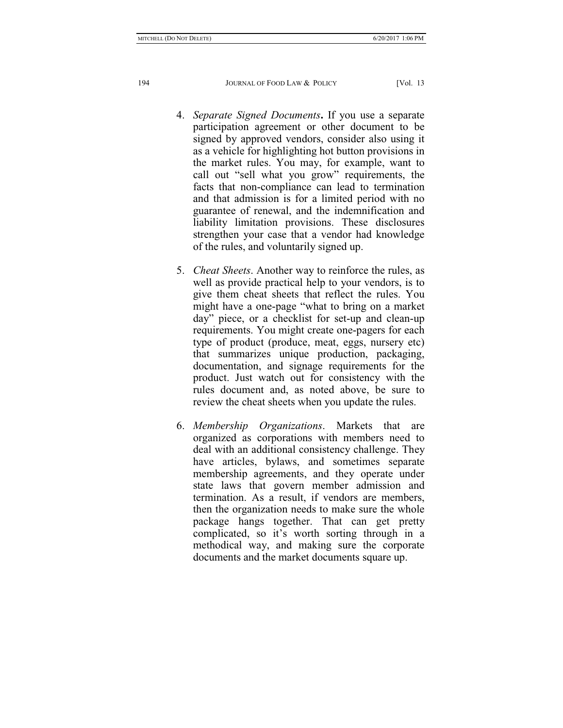4. *Separate Signed Documents***.** If you use a separate participation agreement or other document to be signed by approved vendors, consider also using it as a vehicle for highlighting hot button provisions in the market rules. You may, for example, want to call out "sell what you grow" requirements, the facts that non-compliance can lead to termination and that admission is for a limited period with no guarantee of renewal, and the indemnification and liability limitation provisions. These disclosures strengthen your case that a vendor had knowledge of the rules, and voluntarily signed up.

5. *Cheat Sheets*. Another way to reinforce the rules, as well as provide practical help to your vendors, is to give them cheat sheets that reflect the rules. You might have a one-page "what to bring on a market day" piece, or a checklist for set-up and clean-up requirements. You might create one-pagers for each type of product (produce, meat, eggs, nursery etc) that summarizes unique production, packaging, documentation, and signage requirements for the product. Just watch out for consistency with the rules document and, as noted above, be sure to review the cheat sheets when you update the rules.

6. *Membership Organizations*. Markets that are organized as corporations with members need to deal with an additional consistency challenge. They have articles, bylaws, and sometimes separate membership agreements, and they operate under state laws that govern member admission and termination. As a result, if vendors are members, then the organization needs to make sure the whole package hangs together. That can get pretty complicated, so it's worth sorting through in a methodical way, and making sure the corporate documents and the market documents square up.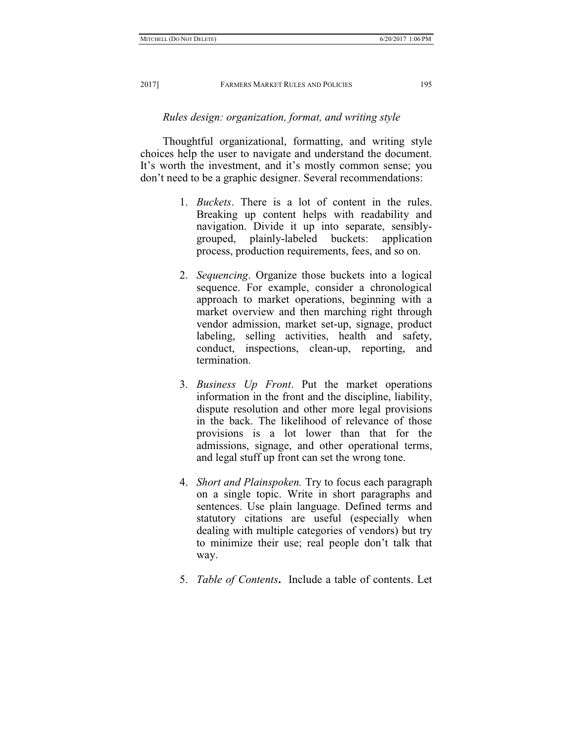*Rules design: organization, format, and writing style*

Thoughtful organizational, formatting, and writing style choices help the user to navigate and understand the document. It's worth the investment, and it's mostly common sense; you don't need to be a graphic designer. Several recommendations:

1. *Buckets*. There is a lot of content in the rules. Breaking up content helps with readability and navigation. Divide it up into separate, sensibly-grouped, plainly-labeled buckets: application process, production requirements, fees, and so on.

2. *Sequencing*. Organize those buckets into a logical sequence. For example, consider a chronological approach to market operations, beginning with a market overview and then marching right through vendor admission, market set-up, signage, product labeling, selling activities, health and safety, conduct, inspections, clean-up, reporting, and termination.

3. *Business Up Front*. Put the market operations information in the front and the discipline, liability, dispute resolution and other more legal provisions in the back. The likelihood of relevance of those provisions is a lot lower than that for the admissions, signage, and other operational terms, and legal stuff up front can set the wrong tone.

4. *Short and Plainspoken.* Try to focus each paragraph on a single topic. Write in short paragraphs and sentences. Use plain language. Defined terms and statutory citations are useful (especially when dealing with multiple categories of vendors) but try to minimize their use; real people don't talk that way.

5. *Table of Contents***.** Include a table of contents. Let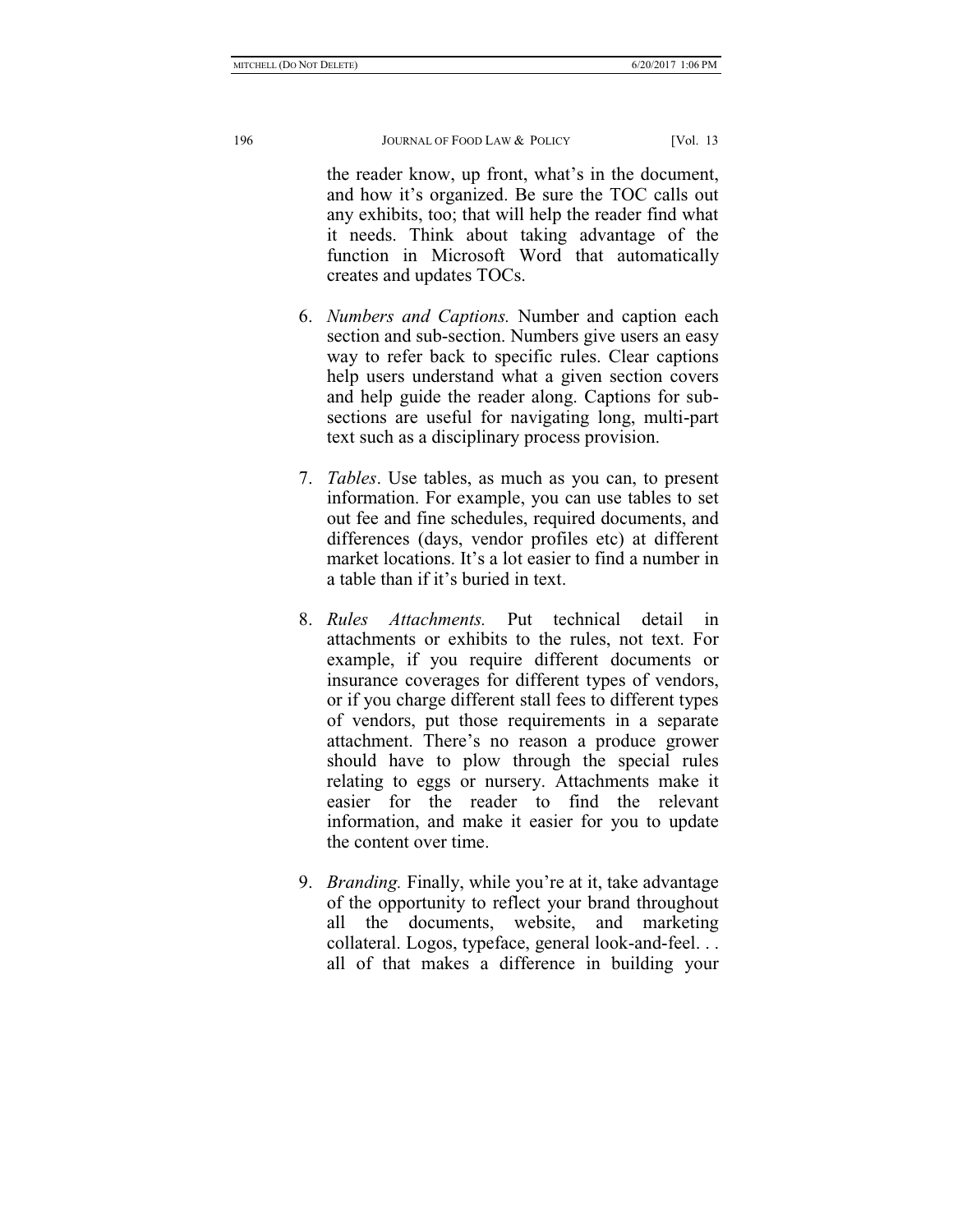the reader know, up front, what's in the document, and how it's organized. Be sure the TOC calls out any exhibits, too; that will help the reader find what it needs. Think about taking advantage of the function in Microsoft Word that automatically creates and updates TOCs.

6. *Numbers and Captions.* Number and caption each section and sub-section. Numbers give users an easy way to refer back to specific rules. Clear captions help users understand what a given section covers and help guide the reader along. Captions for sub-sections are useful for navigating long, multi-part text such as a disciplinary process provision.

7. *Tables*. Use tables, as much as you can, to present information. For example, you can use tables to set out fee and fine schedules, required documents, and differences (days, vendor profiles etc) at different market locations. It's a lot easier to find a number in a table than if it's buried in text.

8. *Rules Attachments.* Put technical detail in attachments or exhibits to the rules, not text. For example, if you require different documents or insurance coverages for different types of vendors, or if you charge different stall fees to different types of vendors, put those requirements in a separate attachment. There's no reason a produce grower should have to plow through the special rules relating to eggs or nursery. Attachments make it easier for the reader to find the relevant information, and make it easier for you to update the content over time.

9. *Branding.* Finally, while you're at it, take advantage of the opportunity to reflect your brand throughout all the documents, website, and marketing collateral. Logos, typeface, general look-and-feel. . . all of that makes a difference in building your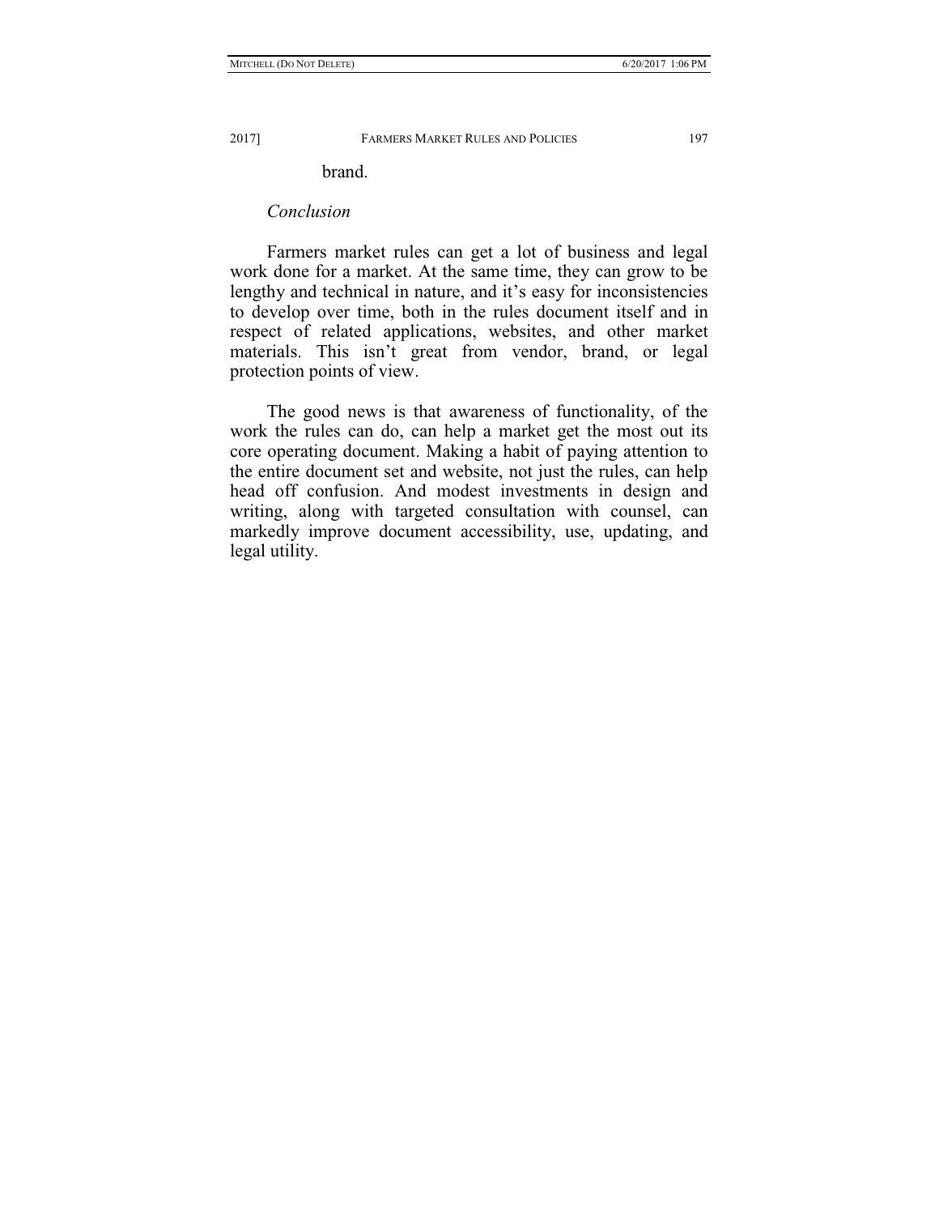brand.

*Conclusion*

Farmers market rules can get a lot of business and legal work done for a market. At the same time, they can grow to be lengthy and technical in nature, and it's easy for inconsistencies to develop over time, both in the rules document itself and in respect of related applications, websites, and other market materials. This isn't great from vendor, brand, or legal protection points of view.

The good news is that awareness of functionality, of the work the rules can do, can help a market get the most out its core operating document. Making a habit of paying attention to the entire document set and website, not just the rules, can help head off confusion. And modest investments in design and writing, along with targeted consultation with counsel, can markedly improve document accessibility, use, updating, and legal utility.